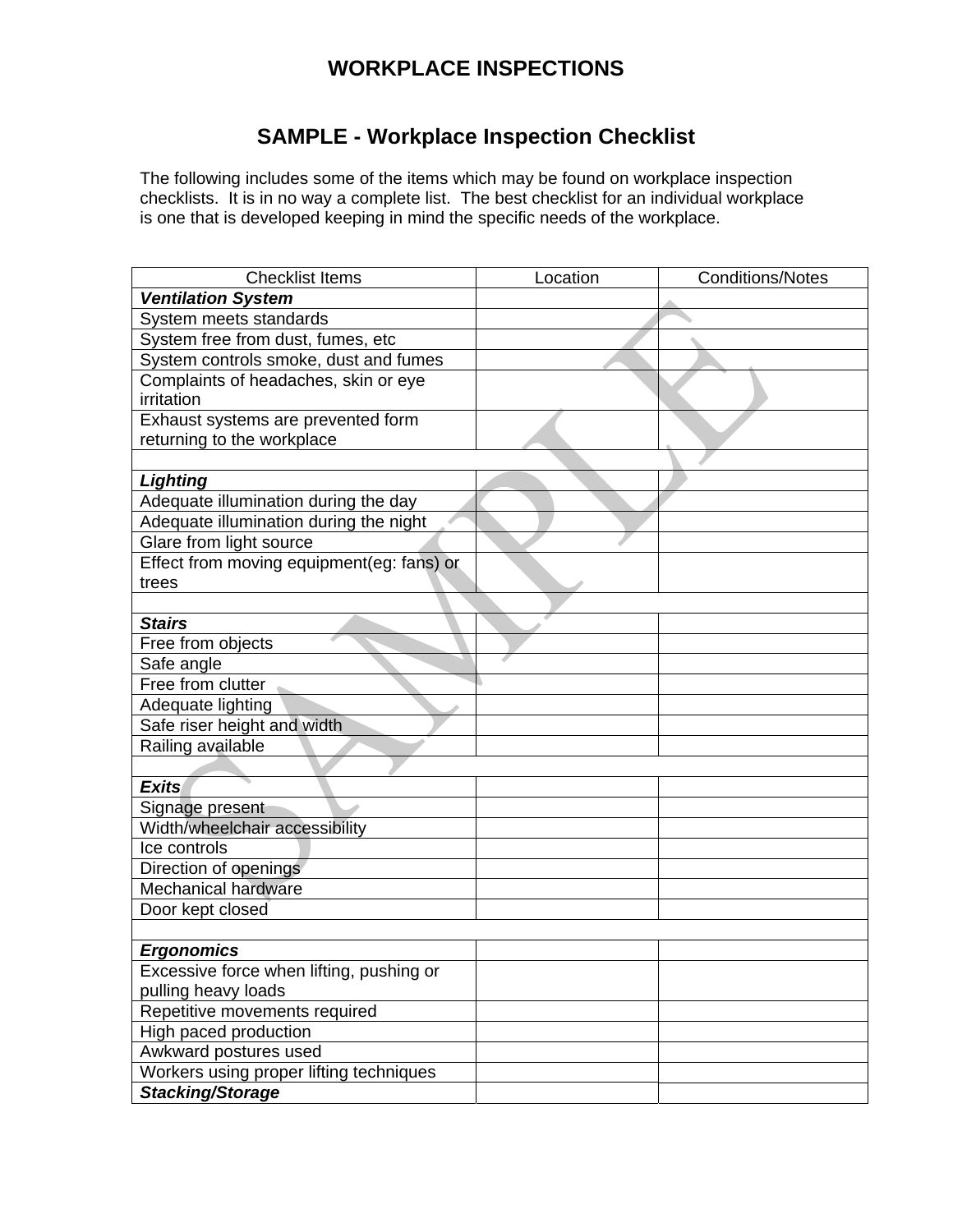# WORKPLACE INSPECTIONS

## SAMPLE - Workplace Inspection Checklist

The following includes some of the items which may be found on workplace inspection checklists. It is in no way a complete list. The best checklist for an individual workplace is one that is developed keeping in mind the specific needs of the workplace.

| Checklist Items | Location | Conditions/Notes |
|---|---|---|
| ***Ventilation System*** | | |
| System meets standards | | |
| System free from dust, fumes, etc | | |
| System controls smoke, dust and fumes | | |
| Complaints of headaches, skin or eye irritation | | |
| Exhaust systems are prevented form returning to the workplace | | |
| | | |
| ***Lighting*** | | |
| Adequate illumination during the day | | |
| Adequate illumination during the night | | |
| Glare from light source | | |
| Effect from moving equipment(eg: fans) or trees | | |
| | | |
| ***Stairs*** | | |
| Free from objects | | |
| Safe angle | | |
| Free from clutter | | |
| Adequate lighting | | |
| Safe riser height and width | | |
| Railing available | | |
| | | |
| ***Exits*** | | |
| Signage present | | |
| Width/wheelchair accessibility | | |
| Ice controls | | |
| Direction of openings | | |
| Mechanical hardware | | |
| Door kept closed | | |
| | | |
| ***Ergonomics*** | | |
| Excessive force when lifting, pushing or pulling heavy loads | | |
| Repetitive movements required | | |
| High paced production | | |
| Awkward postures used | | |
| Workers using proper lifting techniques | | |
| ***Stacking/Storage*** | | |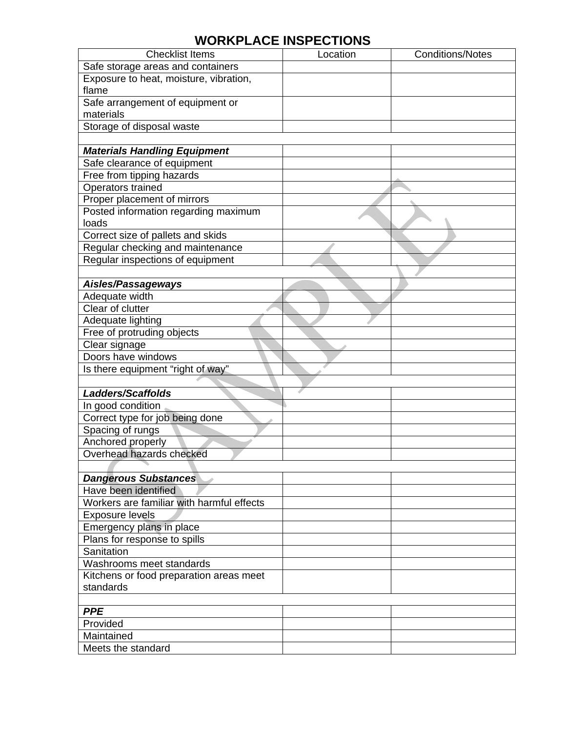# WORKPLACE INSPECTIONS

| Checklist Items | Location | Conditions/Notes |
|---|---|---|
| Safe storage areas and containers | | |
| Exposure to heat, moisture, vibration, flame | | |
| Safe arrangement of equipment or materials | | |
| Storage of disposal waste | | |
| | | |
| ***Materials Handling Equipment*** | | |
| Safe clearance of equipment | | |
| Free from tipping hazards | | |
| Operators trained | | |
| Proper placement of mirrors | | |
| Posted information regarding maximum loads | | |
| Correct size of pallets and skids | | |
| Regular checking and maintenance | | |
| Regular inspections of equipment | | |
| | | |
| ***Aisles/Passageways*** | | |
| Adequate width | | |
| Clear of clutter | | |
| Adequate lighting | | |
| Free of protruding objects | | |
| Clear signage | | |
| Doors have windows | | |
| Is there equipment “right of way” | | |
| | | |
| ***Ladders/Scaffolds*** | | |
| In good condition | | |
| Correct type for job being done | | |
| Spacing of rungs | | |
| Anchored properly | | |
| Overhead hazards checked | | |
| | | |
| ***Dangerous Substances*** | | |
| Have been identified | | |
| Workers are familiar with harmful effects | | |
| Exposure levels | | |
| Emergency plans in place | | |
| Plans for response to spills | | |
| Sanitation | | |
| Washrooms meet standards | | |
| Kitchens or food preparation areas meet standards | | |
| | | |
| ***PPE*** | | |
| Provided | | |
| Maintained | | |
| Meets the standard | | |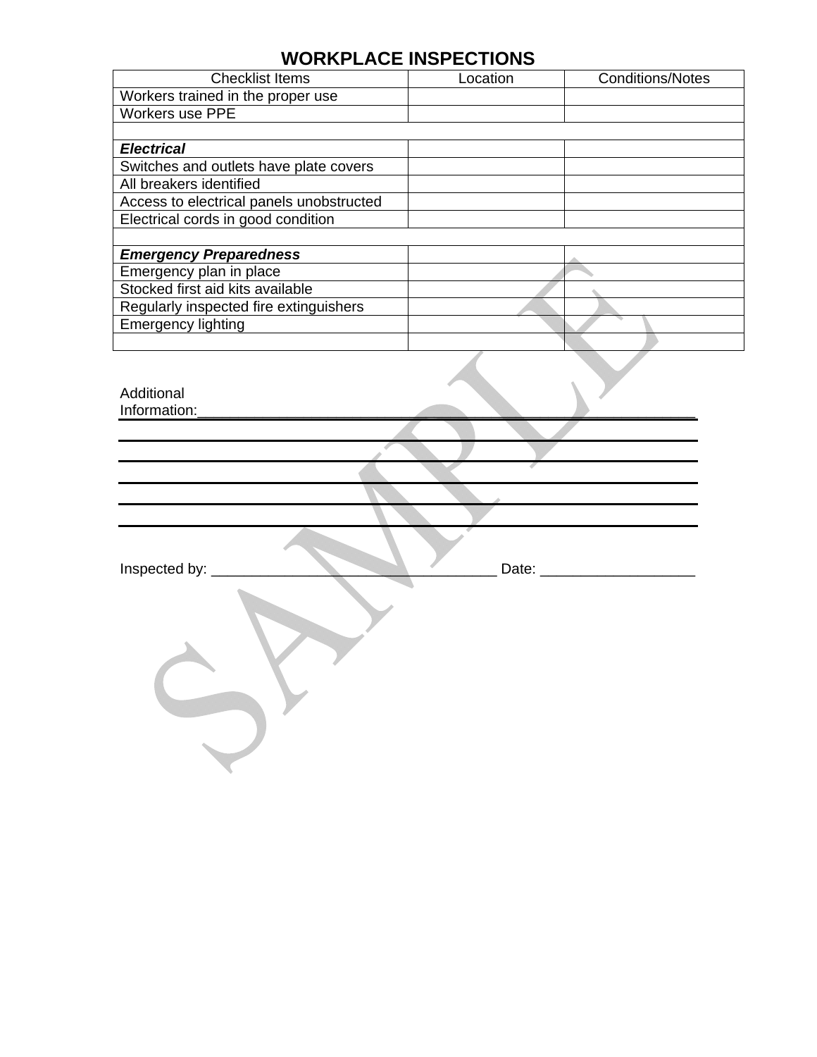## WORKPLACE INSPECTIONS

| Checklist Items | Location | Conditions/Notes |
|---|---|---|
| Workers trained in the proper use | | |
| Workers use PPE | | |
| | | |
| ***Electrical*** | | |
| Switches and outlets have plate covers | | |
| All breakers identified | | |
| Access to electrical panels unobstructed | | |
| Electrical cords in good condition | | |
| | | |
| ***Emergency Preparedness*** | | |
| Emergency plan in place | | |
| Stocked first aid kits available | | |
| Regularly inspected fire extinguishers | | |
| Emergency lighting | | |
| | | |

Additional Information:_______________________________________________________________

_______________________________________________________________

_______________________________________________________________

_______________________________________________________________

_______________________________________________________________

_______________________________________________________________

Inspected by: ____________________________________ Date: ___________________

SAMPLE